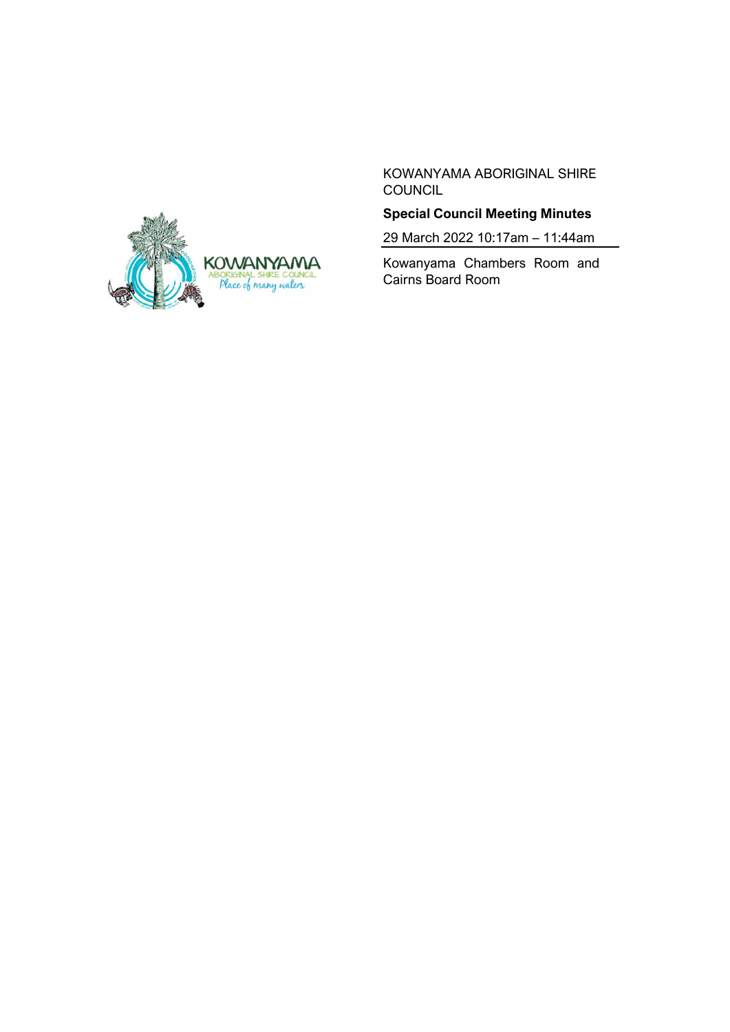KOWANYAMA ABORIGINAL SHIRE COUNCIL

**Special Council Meeting Minutes**

29 March 2022 10:17am – 11:44am

Kowanyama Chambers Room and Cairns Board Room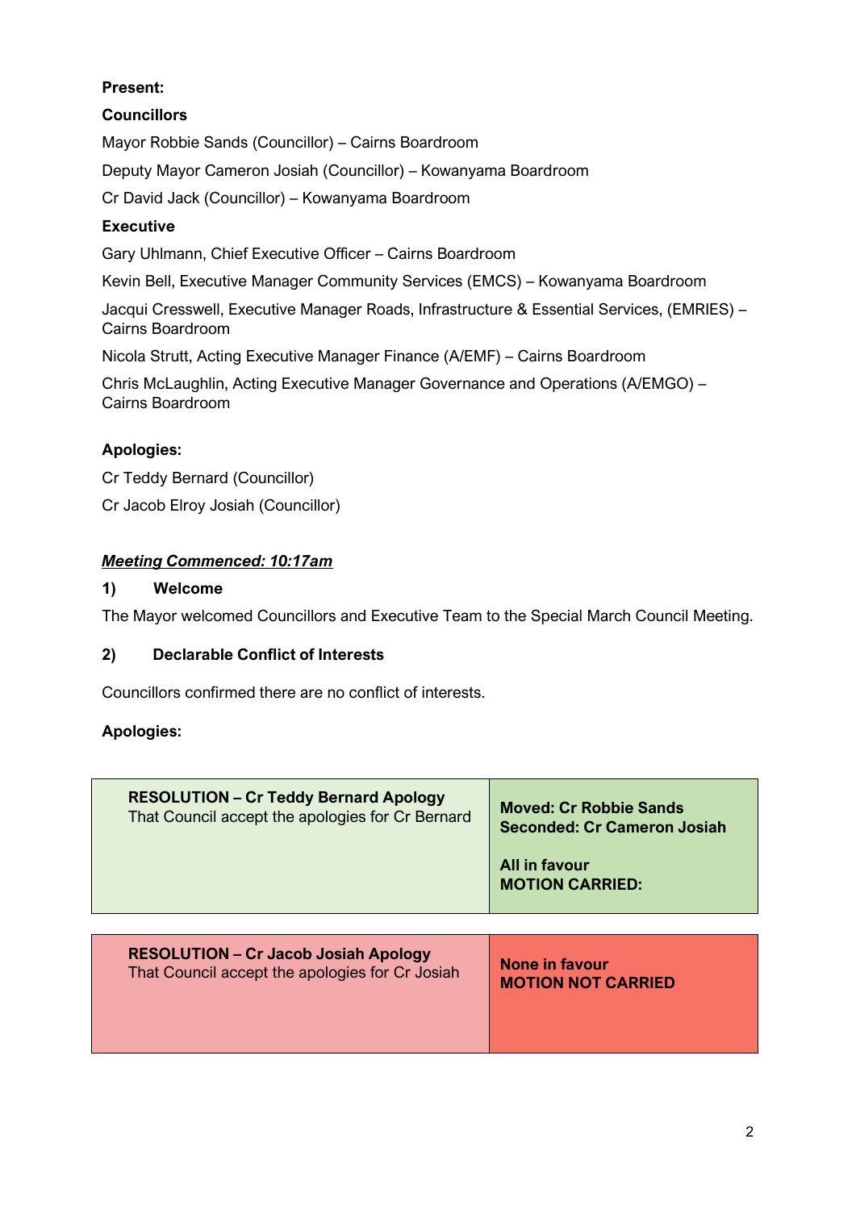**Present:**

**Councillors**

Mayor Robbie Sands (Councillor) – Cairns Boardroom

Deputy Mayor Cameron Josiah (Councillor) – Kowanyama Boardroom

Cr David Jack (Councillor) – Kowanyama Boardroom

**Executive**

Gary Uhlmann, Chief Executive Officer – Cairns Boardroom

Kevin Bell, Executive Manager Community Services (EMCS) – Kowanyama Boardroom

Jacqui Cresswell, Executive Manager Roads, Infrastructure & Essential Services, (EMRIES) – Cairns Boardroom

Nicola Strutt, Acting Executive Manager Finance (A/EMF) – Cairns Boardroom

Chris McLaughlin, Acting Executive Manager Governance and Operations (A/EMGO) – Cairns Boardroom

**Apologies:**

Cr Teddy Bernard (Councillor)

Cr Jacob Elroy Josiah (Councillor)

***Meeting Commenced: 10:17am***

## 1) Welcome

The Mayor welcomed Councillors and Executive Team to the Special March Council Meeting.

## 2) Declarable Conflict of Interests

Councillors confirmed there are no conflict of interests.

**Apologies:**

| **RESOLUTION – Cr Teddy Bernard Apology**<br>That Council accept the apologies for Cr Bernard | **Moved: Cr Robbie Sands**<br>**Seconded: Cr Cameron Josiah**<br><br>**All in favour**<br>**MOTION CARRIED:** |
|---|---|

| **RESOLUTION – Cr Jacob Josiah Apology**<br>That Council accept the apologies for Cr Josiah | **None in favour**<br>**MOTION NOT CARRIED** |
|---|---|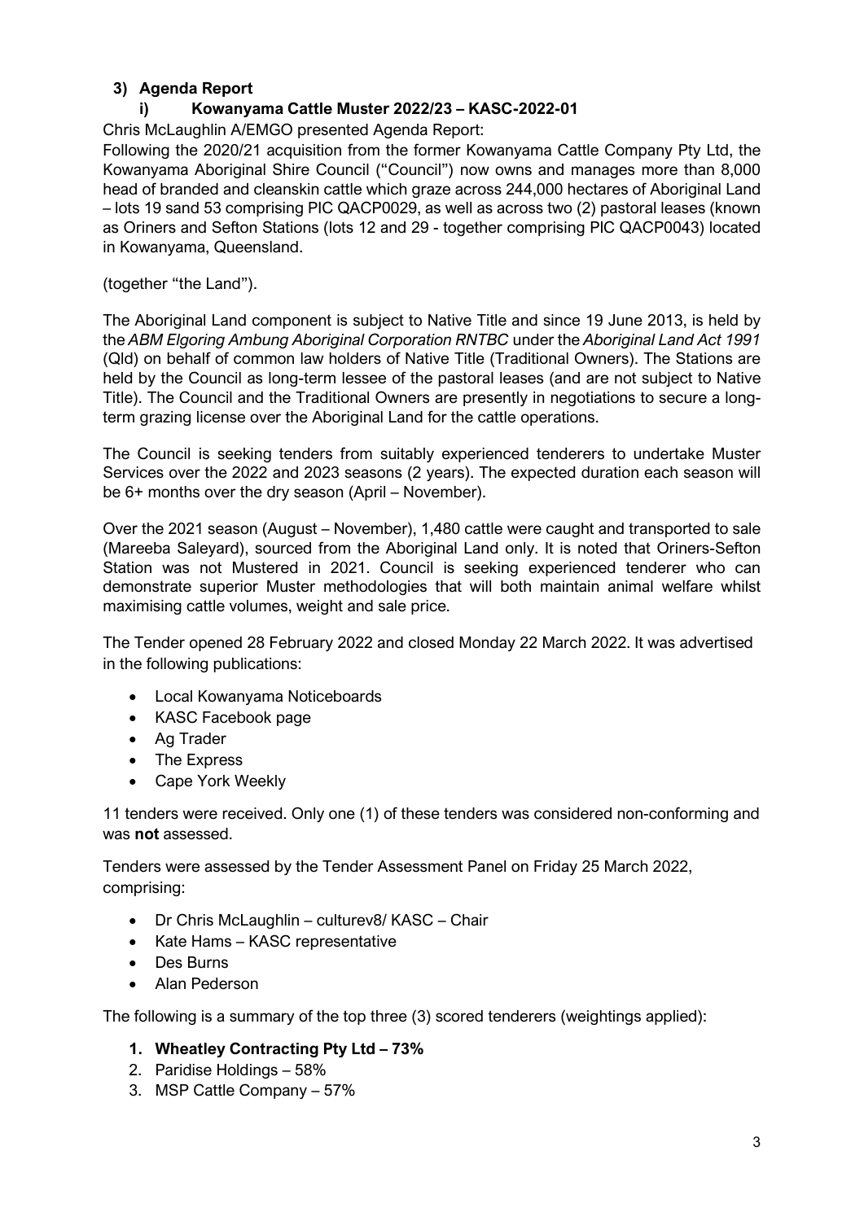### 3) Agenda Report

#### i) Kowanyama Cattle Muster 2022/23 – KASC-2022-01

Chris McLaughlin A/EMGO presented Agenda Report:

Following the 2020/21 acquisition from the former Kowanyama Cattle Company Pty Ltd, the Kowanyama Aboriginal Shire Council ("Council") now owns and manages more than 8,000 head of branded and cleanskin cattle which graze across 244,000 hectares of Aboriginal Land – lots 19 sand 53 comprising PIC QACP0029, as well as across two (2) pastoral leases (known as Oriners and Sefton Stations (lots 12 and 29 - together comprising PIC QACP0043) located in Kowanyama, Queensland.

(together "the Land").

The Aboriginal Land component is subject to Native Title and since 19 June 2013, is held by the *ABM Elgoring Ambung Aboriginal Corporation RNTBC* under the *Aboriginal Land Act 1991* (Qld) on behalf of common law holders of Native Title (Traditional Owners). The Stations are held by the Council as long-term lessee of the pastoral leases (and are not subject to Native Title). The Council and the Traditional Owners are presently in negotiations to secure a long-term grazing license over the Aboriginal Land for the cattle operations.

The Council is seeking tenders from suitably experienced tenderers to undertake Muster Services over the 2022 and 2023 seasons (2 years). The expected duration each season will be 6+ months over the dry season (April – November).

Over the 2021 season (August – November), 1,480 cattle were caught and transported to sale (Mareeba Saleyard), sourced from the Aboriginal Land only. It is noted that Oriners-Sefton Station was not Mustered in 2021. Council is seeking experienced tenderer who can demonstrate superior Muster methodologies that will both maintain animal welfare whilst maximising cattle volumes, weight and sale price.

The Tender opened 28 February 2022 and closed Monday 22 March 2022. It was advertised in the following publications:

- Local Kowanyama Noticeboards
- KASC Facebook page
- Ag Trader
- The Express
- Cape York Weekly

11 tenders were received. Only one (1) of these tenders was considered non-conforming and was **not** assessed.

Tenders were assessed by the Tender Assessment Panel on Friday 25 March 2022, comprising:

- Dr Chris McLaughlin – culturev8/ KASC – Chair
- Kate Hams – KASC representative
- Des Burns
- Alan Pederson

The following is a summary of the top three (3) scored tenderers (weightings applied):

1. **Wheatley Contracting Pty Ltd – 73%**
2. Paridise Holdings – 58%
3. MSP Cattle Company – 57%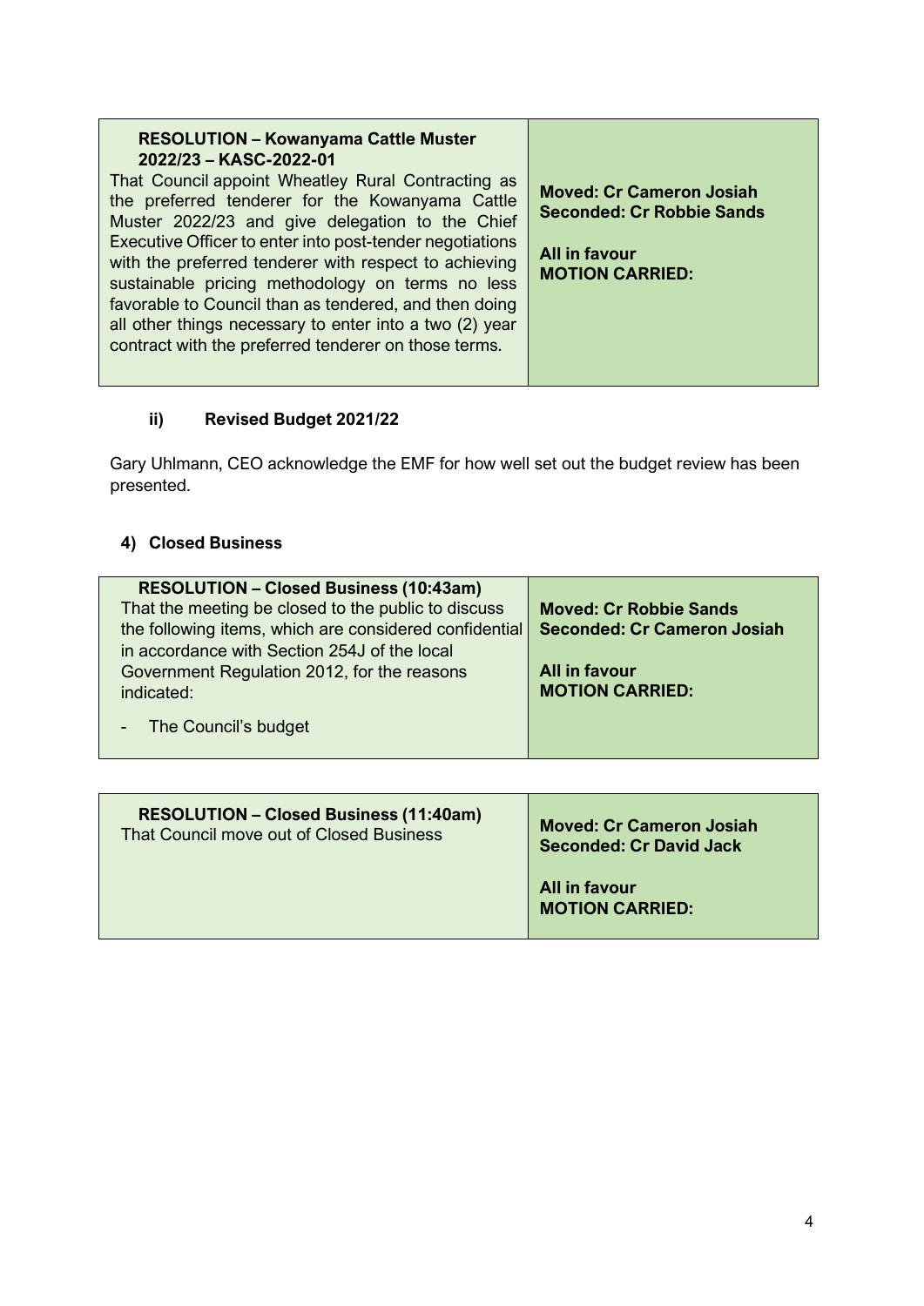| **RESOLUTION – Kowanyama Cattle Muster 2022/23 – KASC-2022-01**<br>That Council appoint Wheatley Rural Contracting as the preferred tenderer for the Kowanyama Cattle Muster 2022/23 and give delegation to the Chief Executive Officer to enter into post-tender negotiations with the preferred tenderer with respect to achieving sustainable pricing methodology on terms no less favorable to Council than as tendered, and then doing all other things necessary to enter into a two (2) year contract with the preferred tenderer on those terms. | **Moved: Cr Cameron Josiah**<br>**Seconded: Cr Robbie Sands**<br><br>**All in favour**<br>**MOTION CARRIED:** |
|---|---|

### ii) Revised Budget 2021/22

Gary Uhlmann, CEO acknowledge the EMF for how well set out the budget review has been presented.

## 4) Closed Business

| **RESOLUTION – Closed Business (10:43am)**<br>That the meeting be closed to the public to discuss the following items, which are considered confidential in accordance with Section 254J of the local Government Regulation 2012, for the reasons indicated:<br>- The Council's budget | **Moved: Cr Robbie Sands**<br>**Seconded: Cr Cameron Josiah**<br><br>**All in favour**<br>**MOTION CARRIED:** |
|---|---|

| **RESOLUTION – Closed Business (11:40am)**<br>That Council move out of Closed Business | **Moved: Cr Cameron Josiah**<br>**Seconded: Cr David Jack**<br><br>**All in favour**<br>**MOTION CARRIED:** |
|---|---|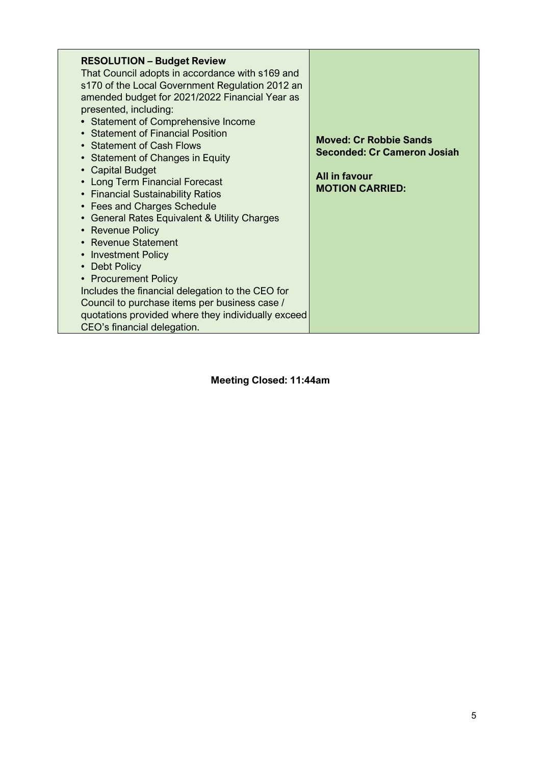| | |
|---|---|
| **RESOLUTION – Budget Review**<br>That Council adopts in accordance with s169 and s170 of the Local Government Regulation 2012 an amended budget for 2021/2022 Financial Year as presented, including:<br>• Statement of Comprehensive Income<br>• Statement of Financial Position<br>• Statement of Cash Flows<br>• Statement of Changes in Equity<br>• Capital Budget<br>• Long Term Financial Forecast<br>• Financial Sustainability Ratios<br>• Fees and Charges Schedule<br>• General Rates Equivalent & Utility Charges<br>• Revenue Policy<br>• Revenue Statement<br>• Investment Policy<br>• Debt Policy<br>• Procurement Policy<br>Includes the financial delegation to the CEO for Council to purchase items per business case / quotations provided where they individually exceed CEO's financial delegation. | **Moved: Cr Robbie Sands**<br>**Seconded: Cr Cameron Josiah**<br><br>**All in favour**<br>**MOTION CARRIED:** |

**Meeting Closed: 11:44am**